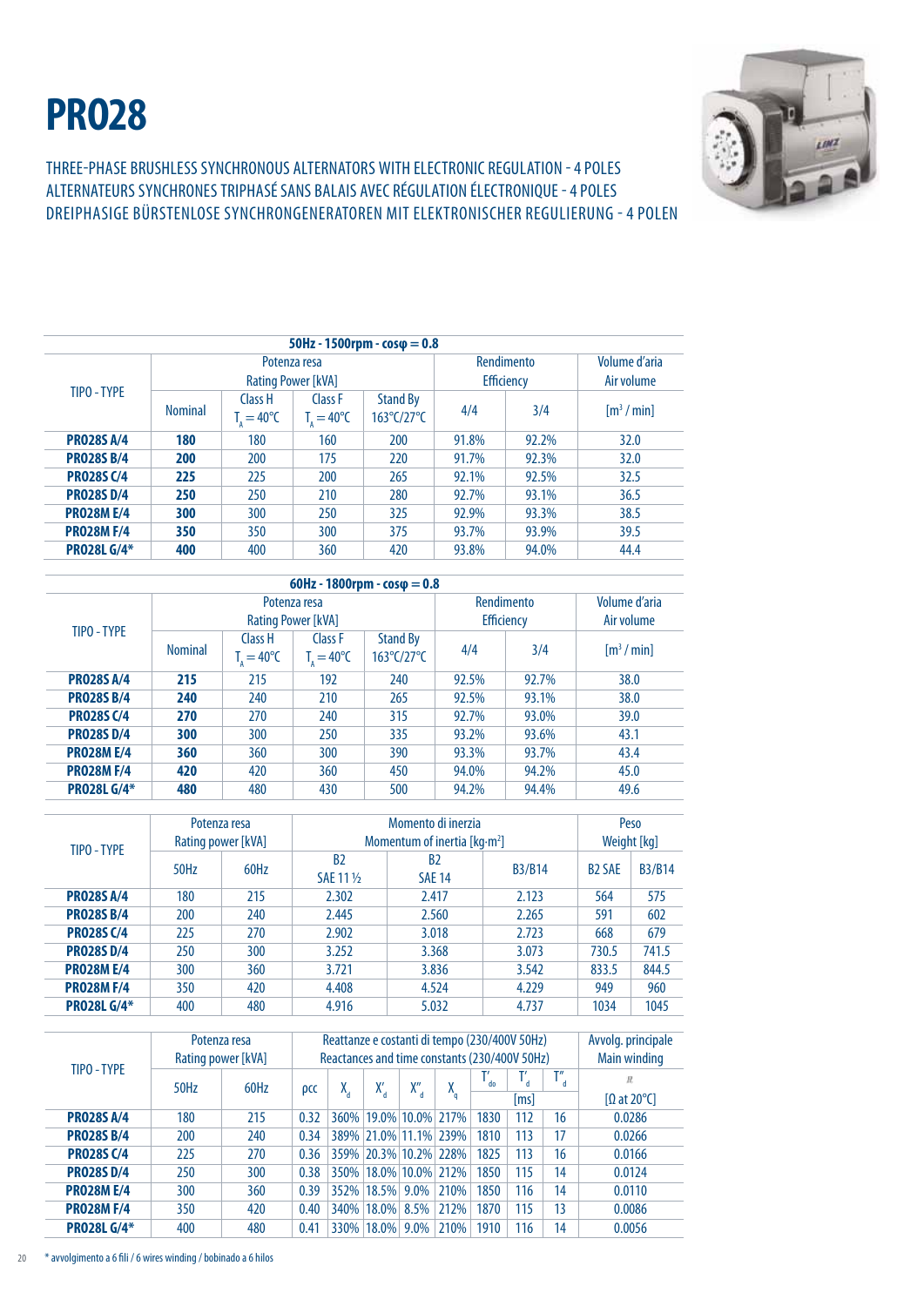# PRO28

THREE-PHASE BRUSHLESS SYNCHRONOUS ALTERNATORS WITH ELECTRONIC REGULATION - 4 POLES
ALTERNATEURS SYNCHRONES TRIPHASÉ SANS BALAIS AVEC RÉGULATION ÉLECTRONIQUE - 4 POLES
DREIPHASIGE BÜRSTENLOSE SYNCHRONGENERATOREN MIT ELEKTRONISCHER REGULIERUNG - 4 POLEN

**50Hz - 1500rpm - cosφ = 0.8**

| TIPO - TYPE | Potenza resa Rating Power [kVA] | | | | Rendimento Efficiency | | Volume d'aria Air volume |
|---|---|---|---|---|---|---|---|
| | Nominal | Class H $T_A = 40°C$ | Class F $T_A = 40°C$ | Stand By 163°C/27°C | 4/4 | 3/4 | $[m^3 / min]$ |
| **PRO28S A/4** | **180** | 180 | 160 | 200 | 91.8% | 92.2% | 32.0 |
| **PRO28S B/4** | **200** | 200 | 175 | 220 | 91.7% | 92.3% | 32.0 |
| **PRO28S C/4** | **225** | 225 | 200 | 265 | 92.1% | 92.5% | 32.5 |
| **PRO28S D/4** | **250** | 250 | 210 | 280 | 92.7% | 93.1% | 36.5 |
| **PRO28M E/4** | **300** | 300 | 250 | 325 | 92.9% | 93.3% | 38.5 |
| **PRO28M F/4** | **350** | 350 | 300 | 375 | 93.7% | 93.9% | 39.5 |
| **PRO28L G/4*** | **400** | 400 | 360 | 420 | 93.8% | 94.0% | 44.4 |

**60Hz - 1800rpm - cosφ = 0.8**

| TIPO - TYPE | Potenza resa Rating Power [kVA] | | | | Rendimento Efficiency | | Volume d'aria Air volume |
|---|---|---|---|---|---|---|---|
| | Nominal | Class H $T_A = 40°C$ | Class F $T_A = 40°C$ | Stand By 163°C/27°C | 4/4 | 3/4 | $[m^3 / min]$ |
| **PRO28S A/4** | **215** | 215 | 192 | 240 | 92.5% | 92.7% | 38.0 |
| **PRO28S B/4** | **240** | 240 | 210 | 265 | 92.5% | 93.1% | 38.0 |
| **PRO28S C/4** | **270** | 270 | 240 | 315 | 92.7% | 93.0% | 39.0 |
| **PRO28S D/4** | **300** | 300 | 250 | 335 | 93.2% | 93.6% | 43.1 |
| **PRO28M E/4** | **360** | 360 | 300 | 390 | 93.3% | 93.7% | 43.4 |
| **PRO28M F/4** | **420** | 420 | 360 | 450 | 94.0% | 94.2% | 45.0 |
| **PRO28L G/4*** | **480** | 480 | 430 | 500 | 94.2% | 94.4% | 49.6 |

| TIPO - TYPE | Potenza resa Rating power [kVA] | | Momento di inerzia Momentum of inertia $[kg \cdot m^2]$ | | | Peso Weight [kg] | |
|---|---|---|---|---|---|---|---|
| | 50Hz | 60Hz | B2 SAE 11 ½ | B2 SAE 14 | B3/B14 | B2 SAE | B3/B14 |
| **PRO28S A/4** | 180 | 215 | 2.302 | 2.417 | 2.123 | 564 | 575 |
| **PRO28S B/4** | 200 | 240 | 2.445 | 2.560 | 2.265 | 591 | 602 |
| **PRO28S C/4** | 225 | 270 | 2.902 | 3.018 | 2.723 | 668 | 679 |
| **PRO28S D/4** | 250 | 300 | 3.252 | 3.368 | 3.073 | 730.5 | 741.5 |
| **PRO28M E/4** | 300 | 360 | 3.721 | 3.836 | 3.542 | 833.5 | 844.5 |
| **PRO28M F/4** | 350 | 420 | 4.408 | 4.524 | 4.229 | 949 | 960 |
| **PRO28L G/4*** | 400 | 480 | 4.916 | 5.032 | 4.737 | 1034 | 1045 |

| TIPO - TYPE | Potenza resa Rating power [kVA] | | Reattanze e costanti di tempo (230/400V 50Hz) Reactances and time constants (230/400V 50Hz) | | | | | | | | Avvolg. principale Main winding |
|---|---|---|---|---|---|---|---|---|---|---|---|
| | 50Hz | 60Hz | ρcc | $X_d$ | $X'_d$ | $X''_d$ | $X_q$ | $T'_{do}$ [ms] | $T'_d$ [ms] | $T''_d$ [ms] | R [Ω at 20°C] |
| **PRO28S A/4** | 180 | 215 | 0.32 | 360% | 19.0% | 10.0% | 217% | 1830 | 112 | 16 | 0.0286 |
| **PRO28S B/4** | 200 | 240 | 0.34 | 389% | 21.0% | 11.1% | 239% | 1810 | 113 | 17 | 0.0266 |
| **PRO28S C/4** | 225 | 270 | 0.36 | 359% | 20.3% | 10.2% | 228% | 1825 | 113 | 16 | 0.0166 |
| **PRO28S D/4** | 250 | 300 | 0.38 | 350% | 18.0% | 10.0% | 212% | 1850 | 115 | 14 | 0.0124 |
| **PRO28M E/4** | 300 | 360 | 0.39 | 352% | 18.5% | 9.0% | 210% | 1850 | 116 | 14 | 0.0110 |
| **PRO28M F/4** | 350 | 420 | 0.40 | 340% | 18.0% | 8.5% | 212% | 1870 | 115 | 13 | 0.0086 |
| **PRO28L G/4*** | 400 | 480 | 0.41 | 330% | 18.0% | 9.0% | 210% | 1910 | 116 | 14 | 0.0056 |

* avvolgimento a 6 fili / 6 wires winding / bobinado a 6 hilos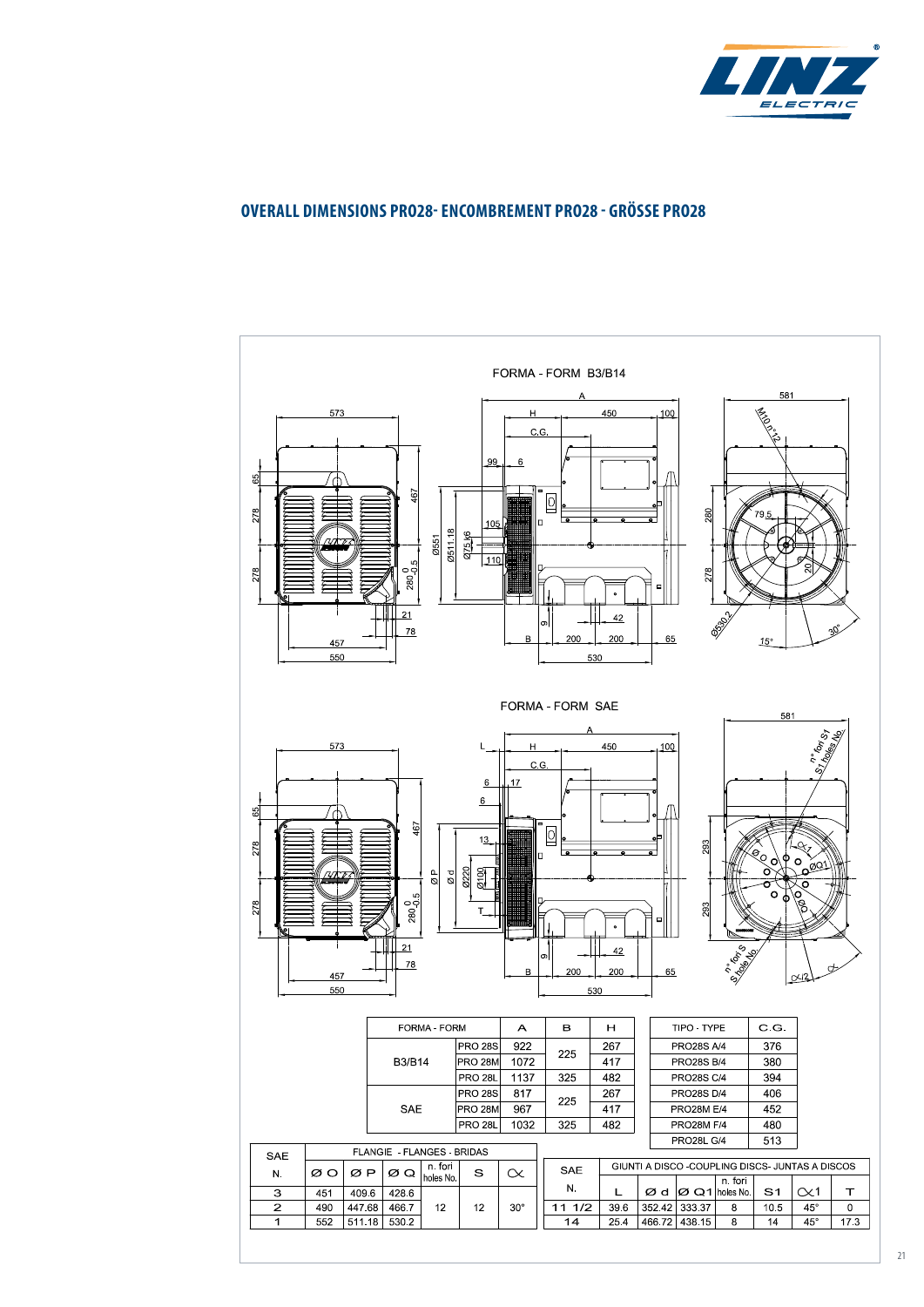# OVERALL DIMENSIONS PRO28- ENCOMBREMENT PRO28 - GRÖSSE PRO28

FORMA - FORM B3/B14

573
65
278
278
467
280 0 -0.5
21
78
457
550

A
H
450
100
C.G.
99
6
Ø551
Ø511.18
Ø75 k6
105
110
9
B
200
200
42
65
530

581
M10 n°12
280
278
79.5
20
Ø530.2
15°
30°

FORMA - FORM SAE

573
65
278
278
467
280 0 -0.5
21
78
457
550

A
L
H
450
100
C.G.
6
17
6
Ø P
Ø d
Ø220
Ø100
13
T
9
B
200
200
42
65
530

581
n° fori S1
S1 holes No.
293
293
∝1
ØQ1
ØO
n° fori S
S hole No.
∝/2
∝

| FORMA - FORM | | A | B | H |
|---|---|---|---|---|
| B3/B14 | PRO 28S | 922 | 225 | 267 |
| | PRO 28M | 1072 | | 417 |
| | PRO 28L | 1137 | 325 | 482 |
| SAE | PRO 28S | 817 | 225 | 267 |
| | PRO 28M | 967 | | 417 |
| | PRO 28L | 1032 | 325 | 482 |

| TIPO - TYPE | C.G. |
|---|---|
| PRO28S A/4 | 376 |
| PRO28S B/4 | 380 |
| PRO28S C/4 | 394 |
| PRO28S D/4 | 406 |
| PRO28M E/4 | 452 |
| PRO28M F/4 | 480 |
| PRO28L G/4 | 513 |

| SAE | FLANGIE - FLANGES - BRIDAS | | | | | |
|---|---|---|---|---|---|---|
| N. | Ø O | Ø P | Ø Q | n. fori holes No. | S | ∝ |
| 3 | 451 | 409.6 | 428.6 | 12 | 12 | 30° |
| 2 | 490 | 447.68 | 466.7 | | | |
| 1 | 552 | 511.18 | 530.2 | | | |

| SAE | GIUNTI A DISCO -COUPLING DISCS- JUNTAS A DISCOS | | | | | | |
|---|---|---|---|---|---|---|---|
| N. | L | Ø d | Ø Q1 | n. fori holes No. | S1 | ∝1 | T |
| 11 1/2 | 39.6 | 352.42 | 333.37 | 8 | 10.5 | 45° | 0 |
| 14 | 25.4 | 466.72 | 438.15 | 8 | 14 | 45° | 17.3 |